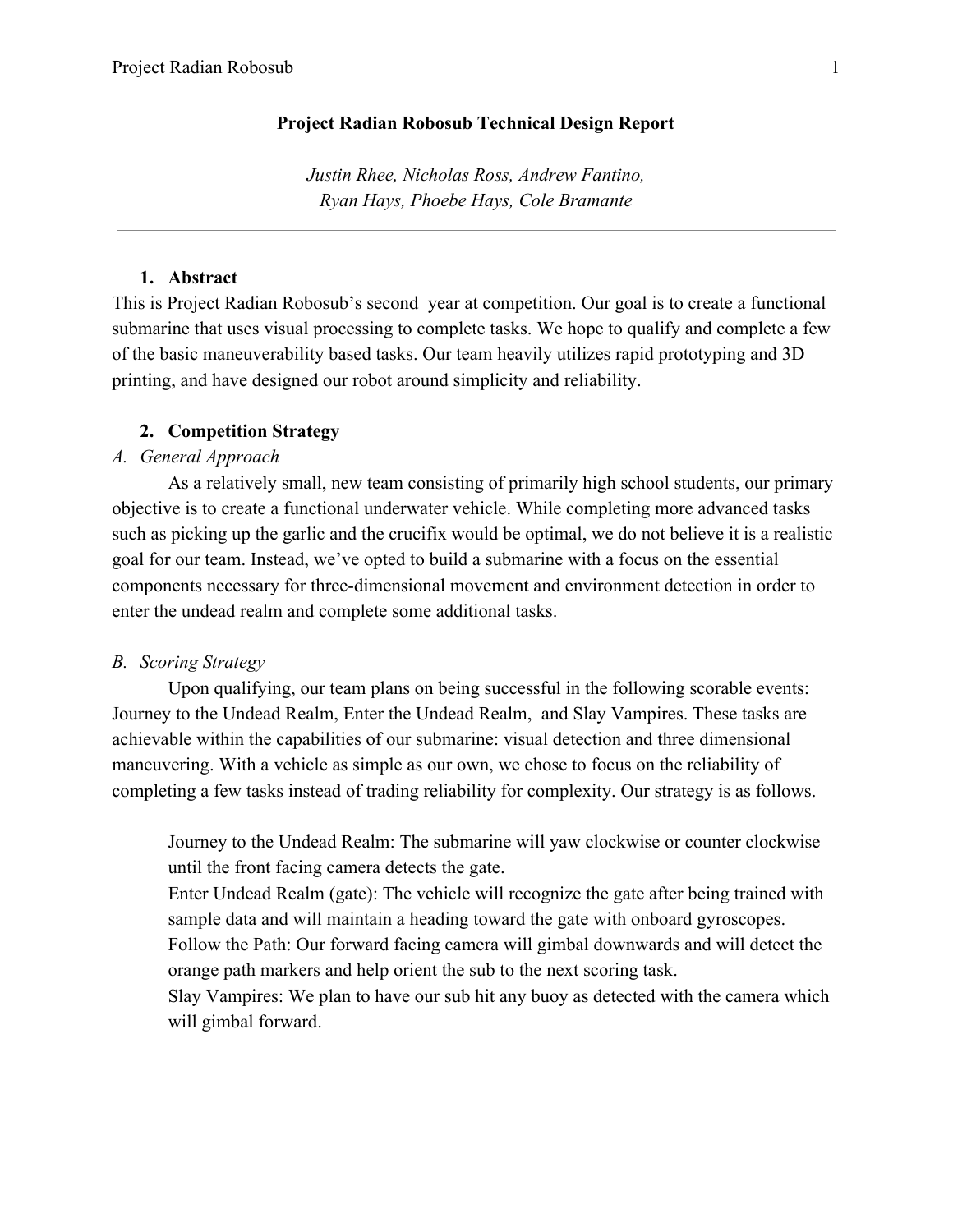# Project Radian Robosub Technical Design Report

*Justin Rhee, Nicholas Ross, Andrew Fantino, Ryan Hays, Phoebe Hays, Cole Bramante*

---

## 1. Abstract

This is Project Radian Robosub's second year at competition. Our goal is to create a functional submarine that uses visual processing to complete tasks. We hope to qualify and complete a few of the basic maneuverability based tasks. Our team heavily utilizes rapid prototyping and 3D printing, and have designed our robot around simplicity and reliability.

## 2. Competition Strategy

### *A. General Approach*

As a relatively small, new team consisting of primarily high school students, our primary objective is to create a functional underwater vehicle. While completing more advanced tasks such as picking up the garlic and the crucifix would be optimal, we do not believe it is a realistic goal for our team. Instead, we've opted to build a submarine with a focus on the essential components necessary for three-dimensional movement and environment detection in order to enter the undead realm and complete some additional tasks.

### *B. Scoring Strategy*

Upon qualifying, our team plans on being successful in the following scorable events: Journey to the Undead Realm, Enter the Undead Realm, and Slay Vampires. These tasks are achievable within the capabilities of our submarine: visual detection and three dimensional maneuvering. With a vehicle as simple as our own, we chose to focus on the reliability of completing a few tasks instead of trading reliability for complexity. Our strategy is as follows.

Journey to the Undead Realm: The submarine will yaw clockwise or counter clockwise until the front facing camera detects the gate.
Enter Undead Realm (gate): The vehicle will recognize the gate after being trained with sample data and will maintain a heading toward the gate with onboard gyroscopes.
Follow the Path: Our forward facing camera will gimbal downwards and will detect the orange path markers and help orient the sub to the next scoring task.
Slay Vampires: We plan to have our sub hit any buoy as detected with the camera which will gimbal forward.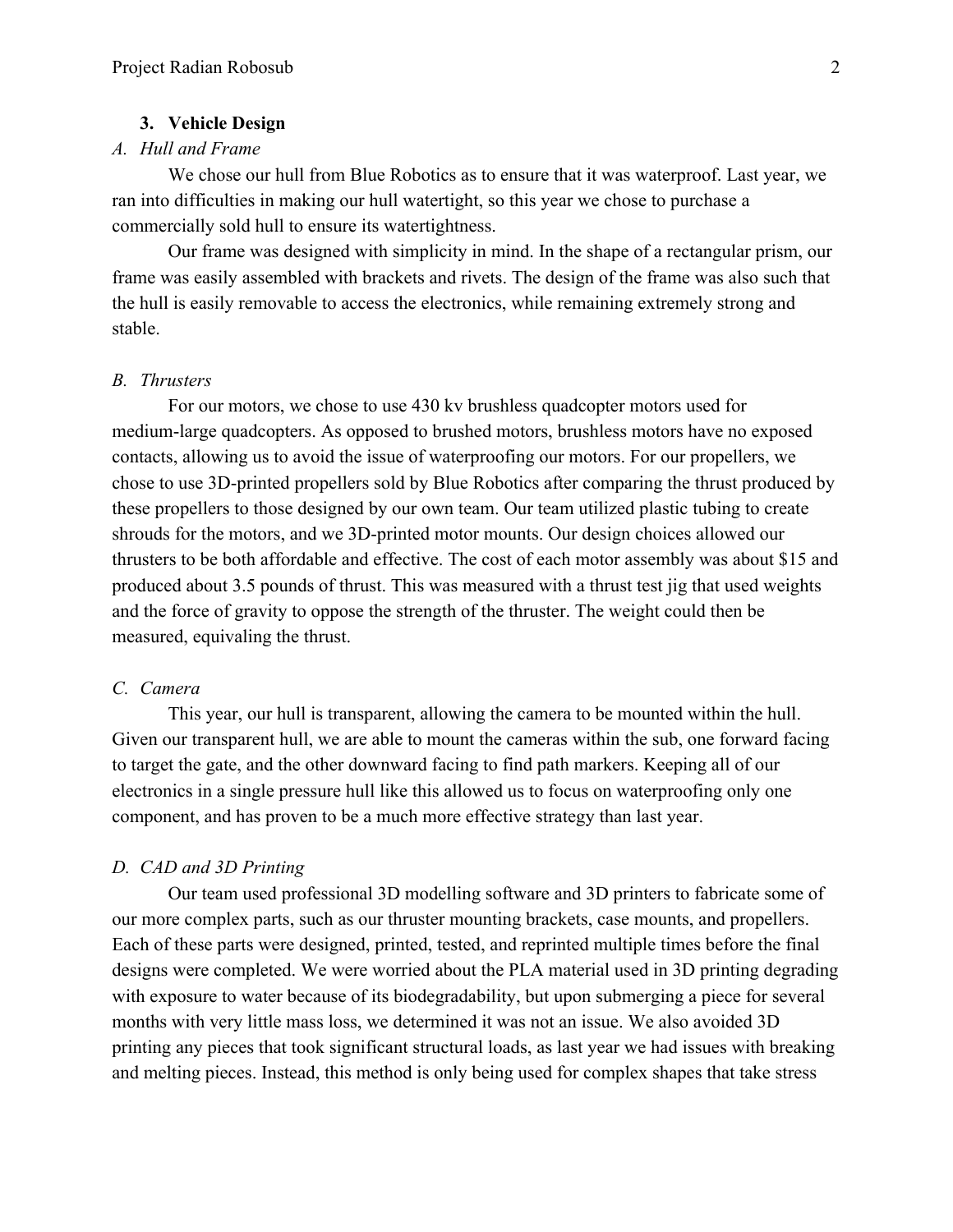## 3. Vehicle Design

### *A. Hull and Frame*

We chose our hull from Blue Robotics as to ensure that it was waterproof. Last year, we ran into difficulties in making our hull watertight, so this year we chose to purchase a commercially sold hull to ensure its watertightness.

Our frame was designed with simplicity in mind. In the shape of a rectangular prism, our frame was easily assembled with brackets and rivets. The design of the frame was also such that the hull is easily removable to access the electronics, while remaining extremely strong and stable.

### *B. Thrusters*

For our motors, we chose to use 430 kv brushless quadcopter motors used for medium-large quadcopters. As opposed to brushed motors, brushless motors have no exposed contacts, allowing us to avoid the issue of waterproofing our motors. For our propellers, we chose to use 3D-printed propellers sold by Blue Robotics after comparing the thrust produced by these propellers to those designed by our own team. Our team utilized plastic tubing to create shrouds for the motors, and we 3D-printed motor mounts. Our design choices allowed our thrusters to be both affordable and effective. The cost of each motor assembly was about $15 and produced about 3.5 pounds of thrust. This was measured with a thrust test jig that used weights and the force of gravity to oppose the strength of the thruster. The weight could then be measured, equivaling the thrust.

### *C. Camera*

This year, our hull is transparent, allowing the camera to be mounted within the hull. Given our transparent hull, we are able to mount the cameras within the sub, one forward facing to target the gate, and the other downward facing to find path markers. Keeping all of our electronics in a single pressure hull like this allowed us to focus on waterproofing only one component, and has proven to be a much more effective strategy than last year.

### *D. CAD and 3D Printing*

Our team used professional 3D modelling software and 3D printers to fabricate some of our more complex parts, such as our thruster mounting brackets, case mounts, and propellers. Each of these parts were designed, printed, tested, and reprinted multiple times before the final designs were completed. We were worried about the PLA material used in 3D printing degrading with exposure to water because of its biodegradability, but upon submerging a piece for several months with very little mass loss, we determined it was not an issue. We also avoided 3D printing any pieces that took significant structural loads, as last year we had issues with breaking and melting pieces. Instead, this method is only being used for complex shapes that take stress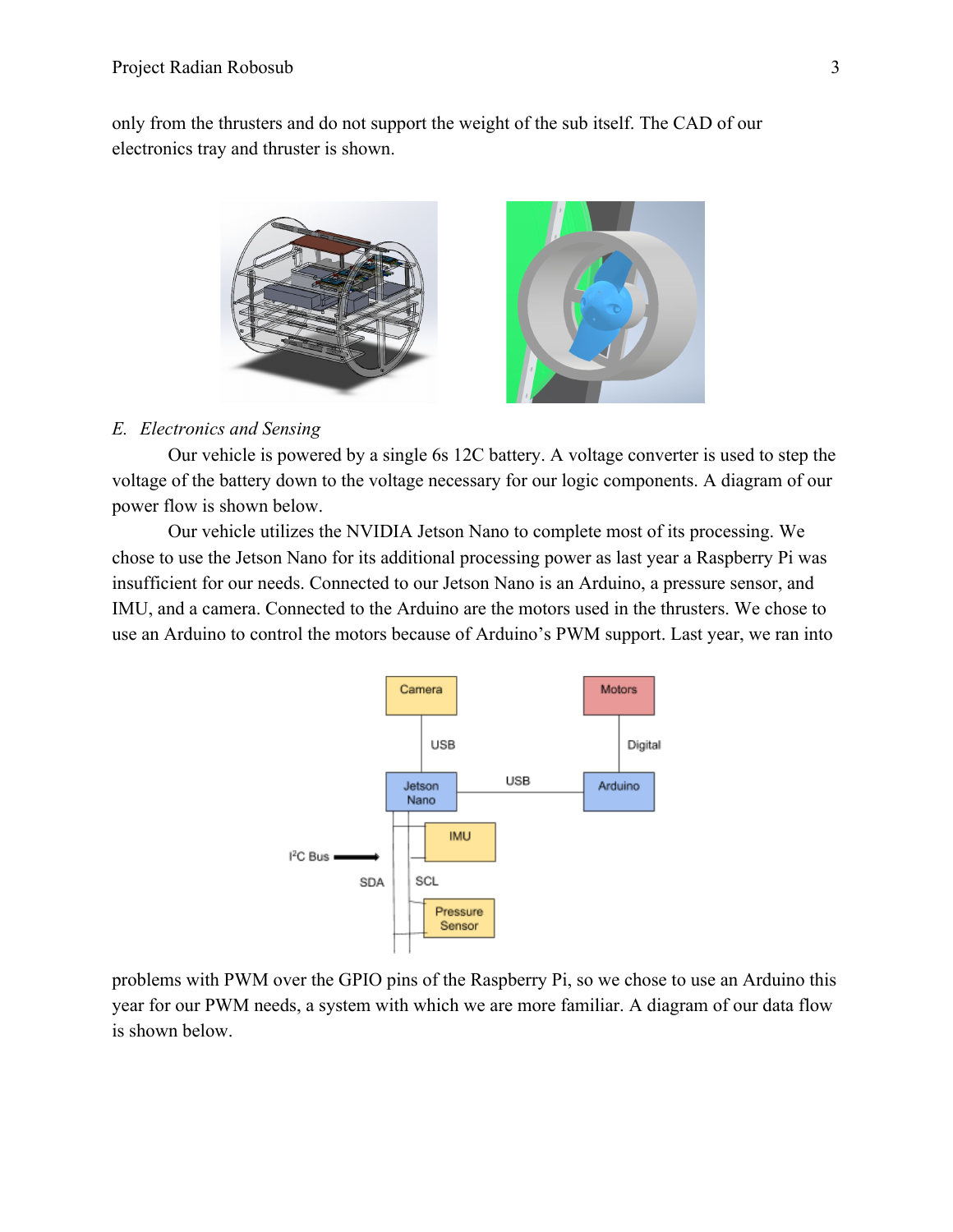only from the thrusters and do not support the weight of the sub itself. The CAD of our electronics tray and thruster is shown.

## *E. Electronics and Sensing*

Our vehicle is powered by a single 6s 12C battery. A voltage converter is used to step the voltage of the battery down to the voltage necessary for our logic components. A diagram of our power flow is shown below.

Our vehicle utilizes the NVIDIA Jetson Nano to complete most of its processing. We chose to use the Jetson Nano for its additional processing power as last year a Raspberry Pi was insufficient for our needs. Connected to our Jetson Nano is an Arduino, a pressure sensor, and IMU, and a camera. Connected to the Arduino are the motors used in the thrusters. We chose to use an Arduino to control the motors because of Arduino's PWM support. Last year, we ran into problems with PWM over the GPIO pins of the Raspberry Pi, so we chose to use an Arduino this year for our PWM needs, a system with which we are more familiar. A diagram of our data flow is shown below.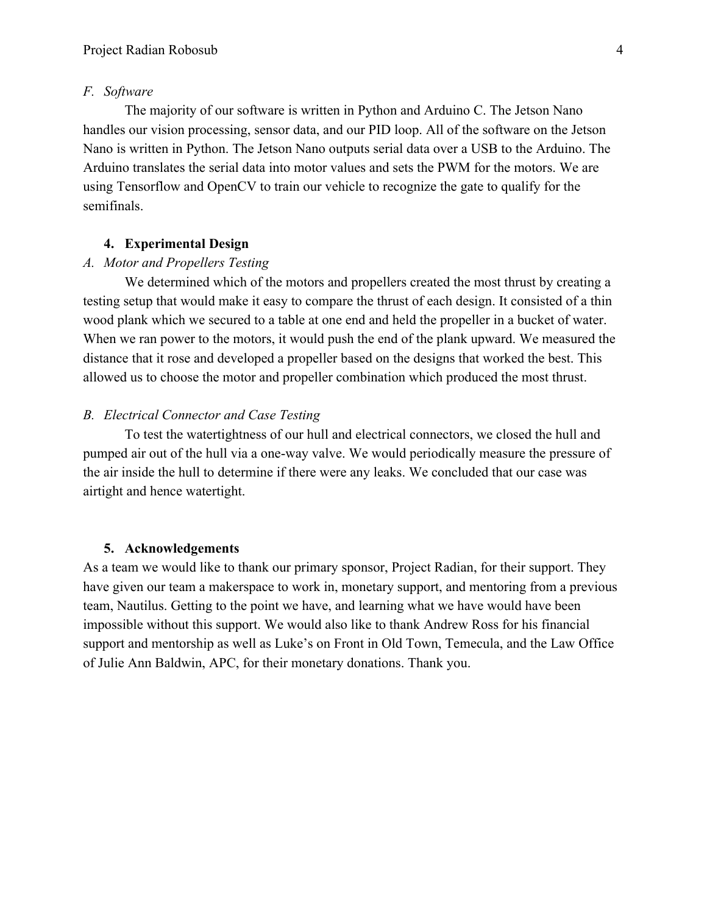*F. Software*

The majority of our software is written in Python and Arduino C. The Jetson Nano handles our vision processing, sensor data, and our PID loop. All of the software on the Jetson Nano is written in Python. The Jetson Nano outputs serial data over a USB to the Arduino. The Arduino translates the serial data into motor values and sets the PWM for the motors. We are using Tensorflow and OpenCV to train our vehicle to recognize the gate to qualify for the semifinals.

## 4. Experimental Design

*A. Motor and Propellers Testing*

We determined which of the motors and propellers created the most thrust by creating a testing setup that would make it easy to compare the thrust of each design. It consisted of a thin wood plank which we secured to a table at one end and held the propeller in a bucket of water. When we ran power to the motors, it would push the end of the plank upward. We measured the distance that it rose and developed a propeller based on the designs that worked the best. This allowed us to choose the motor and propeller combination which produced the most thrust.

*B. Electrical Connector and Case Testing*

To test the watertightness of our hull and electrical connectors, we closed the hull and pumped air out of the hull via a one-way valve. We would periodically measure the pressure of the air inside the hull to determine if there were any leaks. We concluded that our case was airtight and hence watertight.

## 5. Acknowledgements

As a team we would like to thank our primary sponsor, Project Radian, for their support. They have given our team a makerspace to work in, monetary support, and mentoring from a previous team, Nautilus. Getting to the point we have, and learning what we have would have been impossible without this support. We would also like to thank Andrew Ross for his financial support and mentorship as well as Luke's on Front in Old Town, Temecula, and the Law Office of Julie Ann Baldwin, APC, for their monetary donations. Thank you.